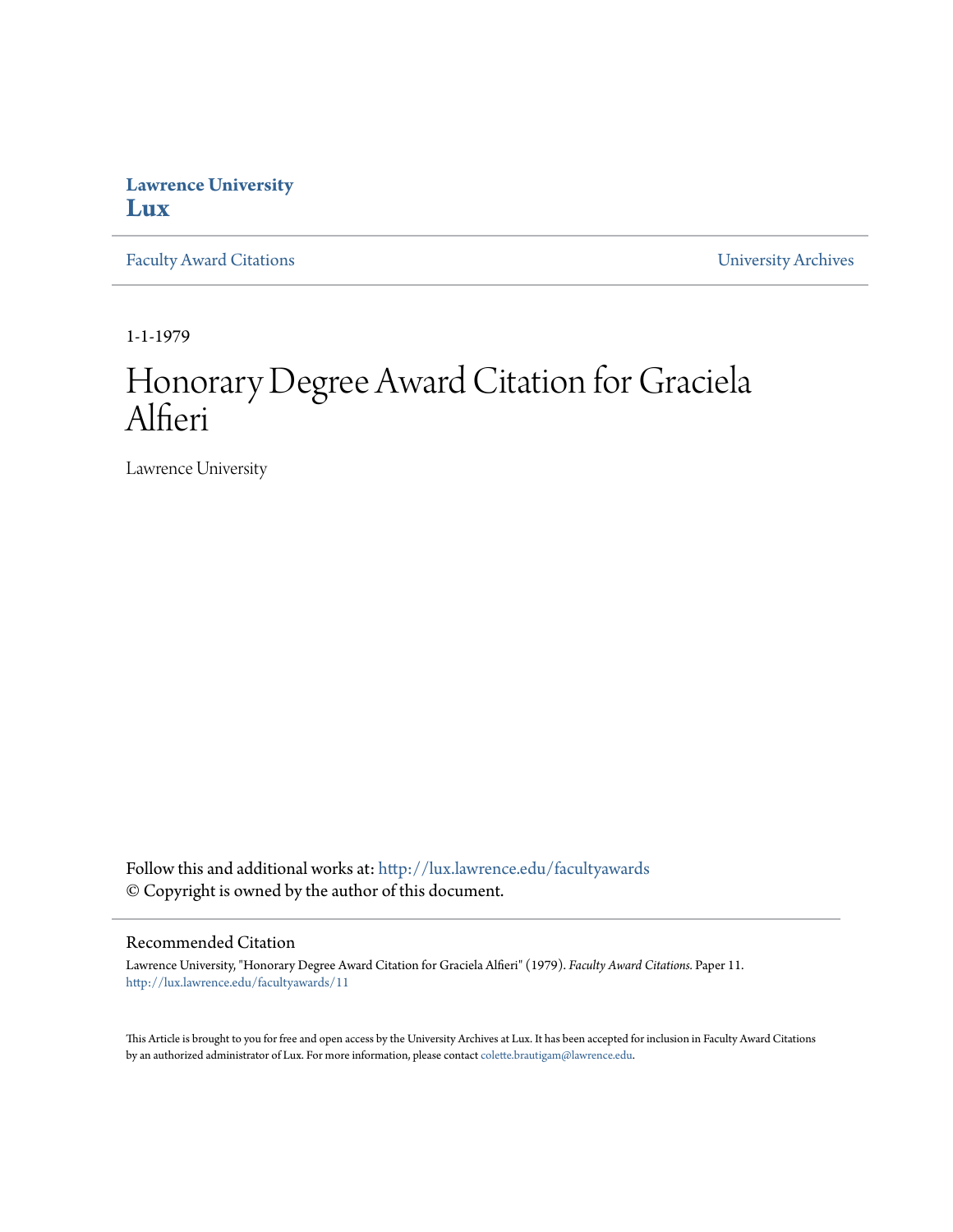**Lawrence University**
**Lux**

Faculty Award Citations | University Archives

1-1-1979

# Honorary Degree Award Citation for Graciela Alfieri

Lawrence University

Follow this and additional works at: http://lux.lawrence.edu/facultyawards
© Copyright is owned by the author of this document.

## Recommended Citation

Lawrence University, "Honorary Degree Award Citation for Graciela Alfieri" (1979). *Faculty Award Citations.* Paper 11.
http://lux.lawrence.edu/facultyawards/11

This Article is brought to you for free and open access by the University Archives at Lux. It has been accepted for inclusion in Faculty Award Citations by an authorized administrator of Lux. For more information, please contact colette.brautigam@lawrence.edu.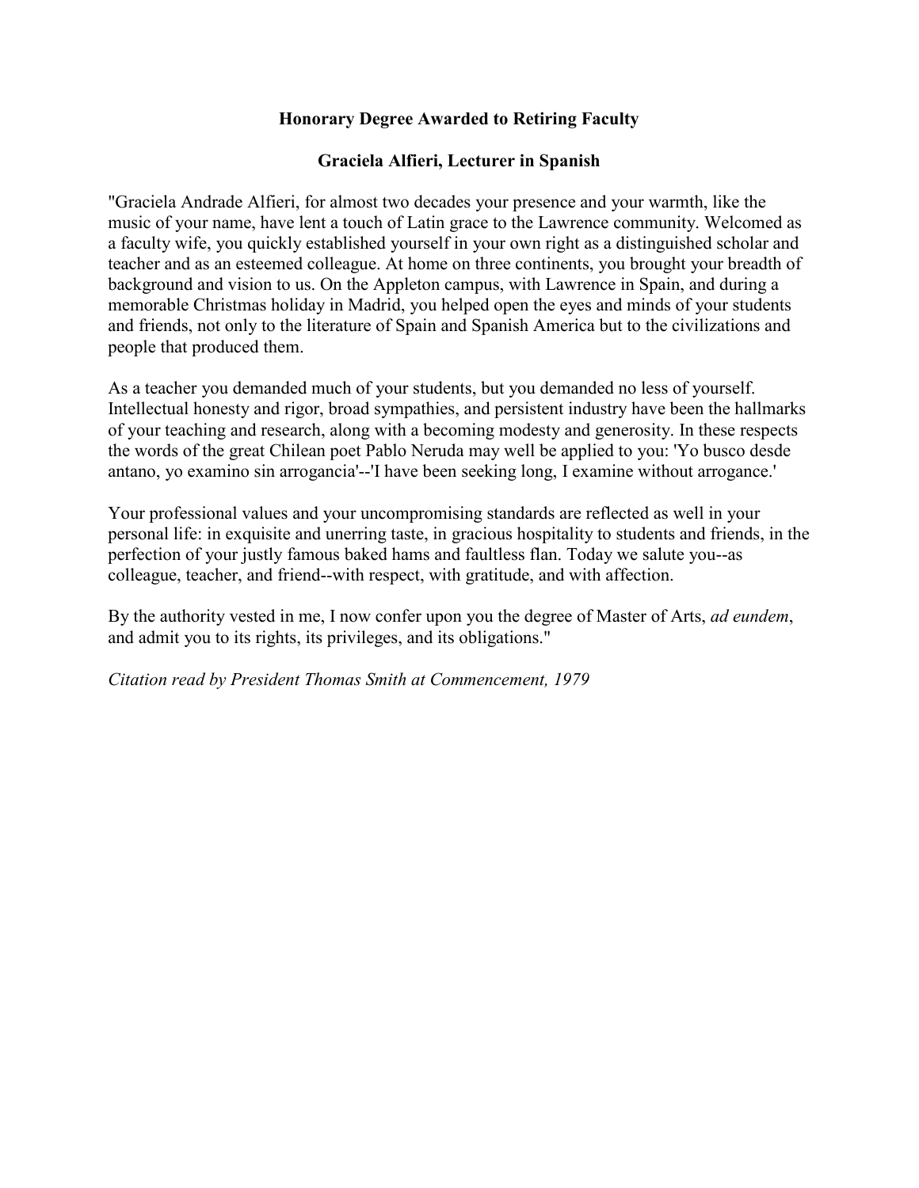**Honorary Degree Awarded to Retiring Faculty**

**Graciela Alfieri, Lecturer in Spanish**

"Graciela Andrade Alfieri, for almost two decades your presence and your warmth, like the music of your name, have lent a touch of Latin grace to the Lawrence community. Welcomed as a faculty wife, you quickly established yourself in your own right as a distinguished scholar and teacher and as an esteemed colleague. At home on three continents, you brought your breadth of background and vision to us. On the Appleton campus, with Lawrence in Spain, and during a memorable Christmas holiday in Madrid, you helped open the eyes and minds of your students and friends, not only to the literature of Spain and Spanish America but to the civilizations and people that produced them.

As a teacher you demanded much of your students, but you demanded no less of yourself. Intellectual honesty and rigor, broad sympathies, and persistent industry have been the hallmarks of your teaching and research, along with a becoming modesty and generosity. In these respects the words of the great Chilean poet Pablo Neruda may well be applied to you: 'Yo busco desde antano, yo examino sin arrogancia'--'I have been seeking long, I examine without arrogance.'

Your professional values and your uncompromising standards are reflected as well in your personal life: in exquisite and unerring taste, in gracious hospitality to students and friends, in the perfection of your justly famous baked hams and faultless flan. Today we salute you--as colleague, teacher, and friend--with respect, with gratitude, and with affection.

By the authority vested in me, I now confer upon you the degree of Master of Arts, *ad eundem*, and admit you to its rights, its privileges, and its obligations."

*Citation read by President Thomas Smith at Commencement, 1979*